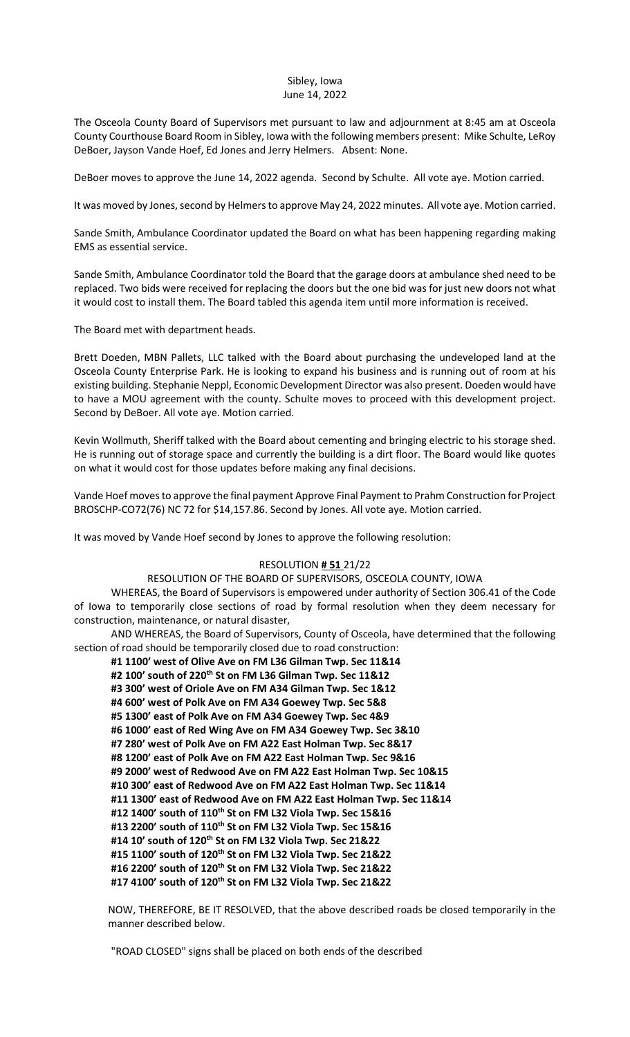Sibley, Iowa
June 14, 2022

The Osceola County Board of Supervisors met pursuant to law and adjournment at 8:45 am at Osceola County Courthouse Board Room in Sibley, Iowa with the following members present: Mike Schulte, LeRoy DeBoer, Jayson Vande Hoef, Ed Jones and Jerry Helmers. Absent: None.

DeBoer moves to approve the June 14, 2022 agenda. Second by Schulte. All vote aye. Motion carried.

It was moved by Jones, second by Helmers to approve May 24, 2022 minutes. All vote aye. Motion carried.

Sande Smith, Ambulance Coordinator updated the Board on what has been happening regarding making EMS as essential service.

Sande Smith, Ambulance Coordinator told the Board that the garage doors at ambulance shed need to be replaced. Two bids were received for replacing the doors but the one bid was for just new doors not what it would cost to install them. The Board tabled this agenda item until more information is received.

The Board met with department heads.

Brett Doeden, MBN Pallets, LLC talked with the Board about purchasing the undeveloped land at the Osceola County Enterprise Park. He is looking to expand his business and is running out of room at his existing building. Stephanie Neppl, Economic Development Director was also present. Doeden would have to have a MOU agreement with the county. Schulte moves to proceed with this development project. Second by DeBoer. All vote aye. Motion carried.

Kevin Wollmuth, Sheriff talked with the Board about cementing and bringing electric to his storage shed. He is running out of storage space and currently the building is a dirt floor. The Board would like quotes on what it would cost for those updates before making any final decisions.

Vande Hoef moves to approve the final payment Approve Final Payment to Prahm Construction for Project BROSCHP-CO72(76) NC 72 for $14,157.86. Second by Jones. All vote aye. Motion carried.

It was moved by Vande Hoef second by Jones to approve the following resolution:

RESOLUTION **# 51** 21/22

RESOLUTION OF THE BOARD OF SUPERVISORS, OSCEOLA COUNTY, IOWA

WHEREAS, the Board of Supervisors is empowered under authority of Section 306.41 of the Code of Iowa to temporarily close sections of road by formal resolution when they deem necessary for construction, maintenance, or natural disaster,

AND WHEREAS, the Board of Supervisors, County of Osceola, have determined that the following section of road should be temporarily closed due to road construction:

**#1 1100' west of Olive Ave on FM L36 Gilman Twp. Sec 11&14**
**#2 100' south of 220th St on FM L36 Gilman Twp. Sec 11&12**
**#3 300' west of Oriole Ave on FM A34 Gilman Twp. Sec 1&12**
**#4 600' west of Polk Ave on FM A34 Goewey Twp. Sec 5&8**
**#5 1300' east of Polk Ave on FM A34 Goewey Twp. Sec 4&9**
**#6 1000' east of Red Wing Ave on FM A34 Goewey Twp. Sec 3&10**
**#7 280' west of Polk Ave on FM A22 East Holman Twp. Sec 8&17**
**#8 1200' east of Polk Ave on FM A22 East Holman Twp. Sec 9&16**
**#9 2000' west of Redwood Ave on FM A22 East Holman Twp. Sec 10&15**
**#10 300' east of Redwood Ave on FM A22 East Holman Twp. Sec 11&14**
**#11 1300' east of Redwood Ave on FM A22 East Holman Twp. Sec 11&14**
**#12 1400' south of 110th St on FM L32 Viola Twp. Sec 15&16**
**#13 2200' south of 110th St on FM L32 Viola Twp. Sec 15&16**
**#14 10' south of 120th St on FM L32 Viola Twp. Sec 21&22**
**#15 1100' south of 120th St on FM L32 Viola Twp. Sec 21&22**
**#16 2200' south of 120th St on FM L32 Viola Twp. Sec 21&22**
**#17 4100' south of 120th St on FM L32 Viola Twp. Sec 21&22**

NOW, THEREFORE, BE IT RESOLVED, that the above described roads be closed temporarily in the manner described below.

"ROAD CLOSED" signs shall be placed on both ends of the described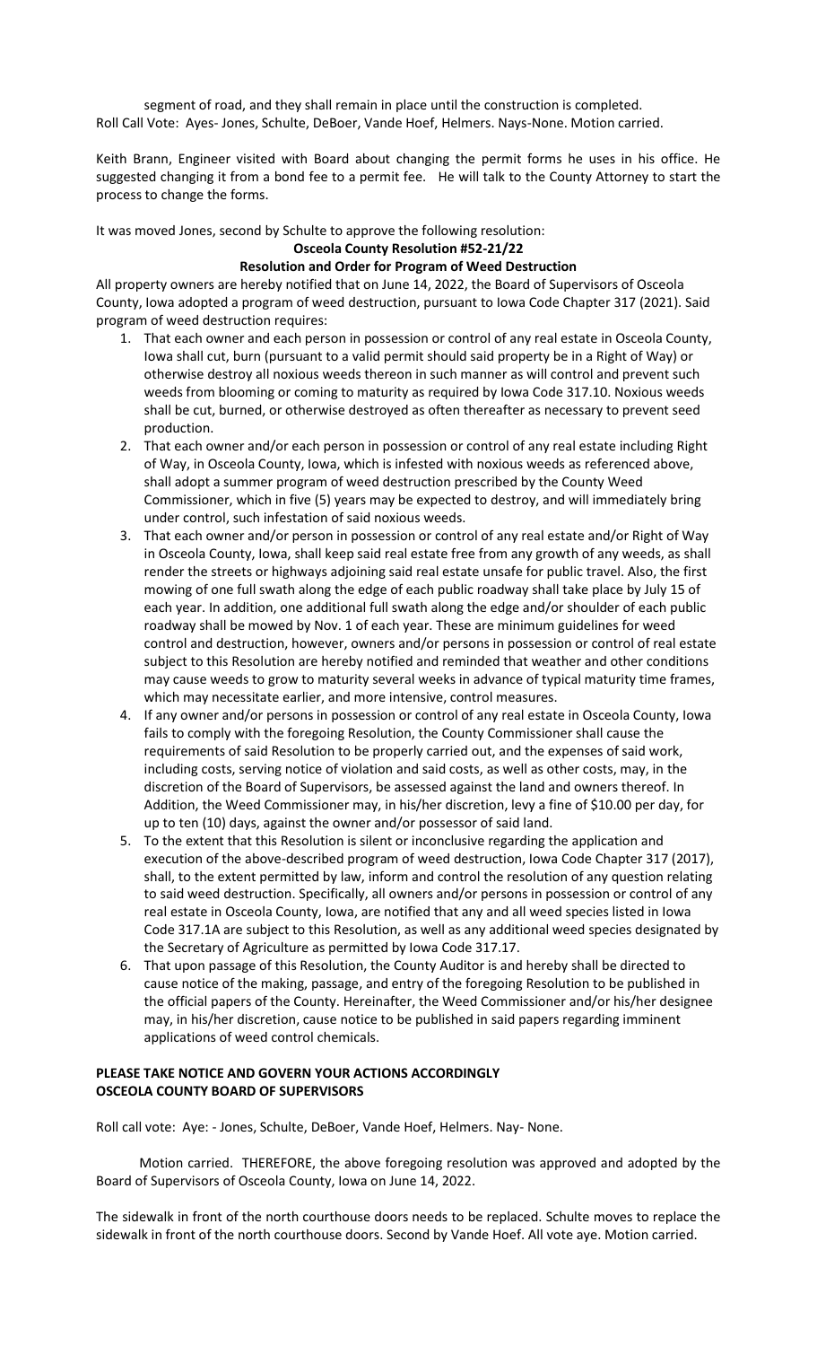segment of road, and they shall remain in place until the construction is completed.
Roll Call Vote: Ayes- Jones, Schulte, DeBoer, Vande Hoef, Helmers. Nays-None. Motion carried.

Keith Brann, Engineer visited with Board about changing the permit forms he uses in his office. He suggested changing it from a bond fee to a permit fee. He will talk to the County Attorney to start the process to change the forms.

It was moved Jones, second by Schulte to approve the following resolution:

**Osceola County Resolution #52-21/22**

**Resolution and Order for Program of Weed Destruction**

All property owners are hereby notified that on June 14, 2022, the Board of Supervisors of Osceola County, Iowa adopted a program of weed destruction, pursuant to Iowa Code Chapter 317 (2021). Said program of weed destruction requires:

1. That each owner and each person in possession or control of any real estate in Osceola County, Iowa shall cut, burn (pursuant to a valid permit should said property be in a Right of Way) or otherwise destroy all noxious weeds thereon in such manner as will control and prevent such weeds from blooming or coming to maturity as required by Iowa Code 317.10. Noxious weeds shall be cut, burned, or otherwise destroyed as often thereafter as necessary to prevent seed production.
2. That each owner and/or each person in possession or control of any real estate including Right of Way, in Osceola County, Iowa, which is infested with noxious weeds as referenced above, shall adopt a summer program of weed destruction prescribed by the County Weed Commissioner, which in five (5) years may be expected to destroy, and will immediately bring under control, such infestation of said noxious weeds.
3. That each owner and/or person in possession or control of any real estate and/or Right of Way in Osceola County, Iowa, shall keep said real estate free from any growth of any weeds, as shall render the streets or highways adjoining said real estate unsafe for public travel. Also, the first mowing of one full swath along the edge of each public roadway shall take place by July 15 of each year. In addition, one additional full swath along the edge and/or shoulder of each public roadway shall be mowed by Nov. 1 of each year. These are minimum guidelines for weed control and destruction, however, owners and/or persons in possession or control of real estate subject to this Resolution are hereby notified and reminded that weather and other conditions may cause weeds to grow to maturity several weeks in advance of typical maturity time frames, which may necessitate earlier, and more intensive, control measures.
4. If any owner and/or persons in possession or control of any real estate in Osceola County, Iowa fails to comply with the foregoing Resolution, the County Commissioner shall cause the requirements of said Resolution to be properly carried out, and the expenses of said work, including costs, serving notice of violation and said costs, as well as other costs, may, in the discretion of the Board of Supervisors, be assessed against the land and owners thereof. In Addition, the Weed Commissioner may, in his/her discretion, levy a fine of $10.00 per day, for up to ten (10) days, against the owner and/or possessor of said land.
5. To the extent that this Resolution is silent or inconclusive regarding the application and execution of the above-described program of weed destruction, Iowa Code Chapter 317 (2017), shall, to the extent permitted by law, inform and control the resolution of any question relating to said weed destruction. Specifically, all owners and/or persons in possession or control of any real estate in Osceola County, Iowa, are notified that any and all weed species listed in Iowa Code 317.1A are subject to this Resolution, as well as any additional weed species designated by the Secretary of Agriculture as permitted by Iowa Code 317.17.
6. That upon passage of this Resolution, the County Auditor is and hereby shall be directed to cause notice of the making, passage, and entry of the foregoing Resolution to be published in the official papers of the County. Hereinafter, the Weed Commissioner and/or his/her designee may, in his/her discretion, cause notice to be published in said papers regarding imminent applications of weed control chemicals.

**PLEASE TAKE NOTICE AND GOVERN YOUR ACTIONS ACCORDINGLY**
**OSCEOLA COUNTY BOARD OF SUPERVISORS**

Roll call vote: Aye: - Jones, Schulte, DeBoer, Vande Hoef, Helmers. Nay- None.

Motion carried. THEREFORE, the above foregoing resolution was approved and adopted by the Board of Supervisors of Osceola County, Iowa on June 14, 2022.

The sidewalk in front of the north courthouse doors needs to be replaced. Schulte moves to replace the sidewalk in front of the north courthouse doors. Second by Vande Hoef. All vote aye. Motion carried.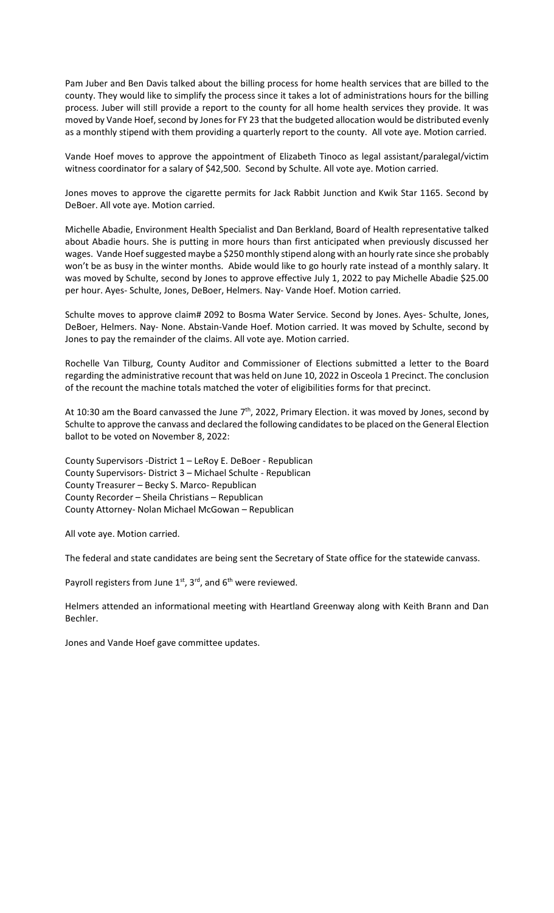Pam Juber and Ben Davis talked about the billing process for home health services that are billed to the county. They would like to simplify the process since it takes a lot of administrations hours for the billing process. Juber will still provide a report to the county for all home health services they provide. It was moved by Vande Hoef, second by Jones for FY 23 that the budgeted allocation would be distributed evenly as a monthly stipend with them providing a quarterly report to the county. All vote aye. Motion carried.

Vande Hoef moves to approve the appointment of Elizabeth Tinoco as legal assistant/paralegal/victim witness coordinator for a salary of $42,500. Second by Schulte. All vote aye. Motion carried.

Jones moves to approve the cigarette permits for Jack Rabbit Junction and Kwik Star 1165. Second by DeBoer. All vote aye. Motion carried.

Michelle Abadie, Environment Health Specialist and Dan Berkland, Board of Health representative talked about Abadie hours. She is putting in more hours than first anticipated when previously discussed her wages. Vande Hoef suggested maybe a $250 monthly stipend along with an hourly rate since she probably won't be as busy in the winter months. Abide would like to go hourly rate instead of a monthly salary. It was moved by Schulte, second by Jones to approve effective July 1, 2022 to pay Michelle Abadie $25.00 per hour. Ayes- Schulte, Jones, DeBoer, Helmers. Nay- Vande Hoef. Motion carried.

Schulte moves to approve claim# 2092 to Bosma Water Service. Second by Jones. Ayes- Schulte, Jones, DeBoer, Helmers. Nay- None. Abstain-Vande Hoef. Motion carried. It was moved by Schulte, second by Jones to pay the remainder of the claims. All vote aye. Motion carried.

Rochelle Van Tilburg, County Auditor and Commissioner of Elections submitted a letter to the Board regarding the administrative recount that was held on June 10, 2022 in Osceola 1 Precinct. The conclusion of the recount the machine totals matched the voter of eligibilities forms for that precinct.

At 10:30 am the Board canvassed the June 7th, 2022, Primary Election. it was moved by Jones, second by Schulte to approve the canvass and declared the following candidates to be placed on the General Election ballot to be voted on November 8, 2022:

County Supervisors -District 1 – LeRoy E. DeBoer - Republican
County Supervisors- District 3 – Michael Schulte - Republican
County Treasurer – Becky S. Marco- Republican
County Recorder – Sheila Christians – Republican
County Attorney- Nolan Michael McGowan – Republican

All vote aye. Motion carried.

The federal and state candidates are being sent the Secretary of State office for the statewide canvass.

Payroll registers from June 1st, 3rd, and 6th were reviewed.

Helmers attended an informational meeting with Heartland Greenway along with Keith Brann and Dan Bechler.

Jones and Vande Hoef gave committee updates.